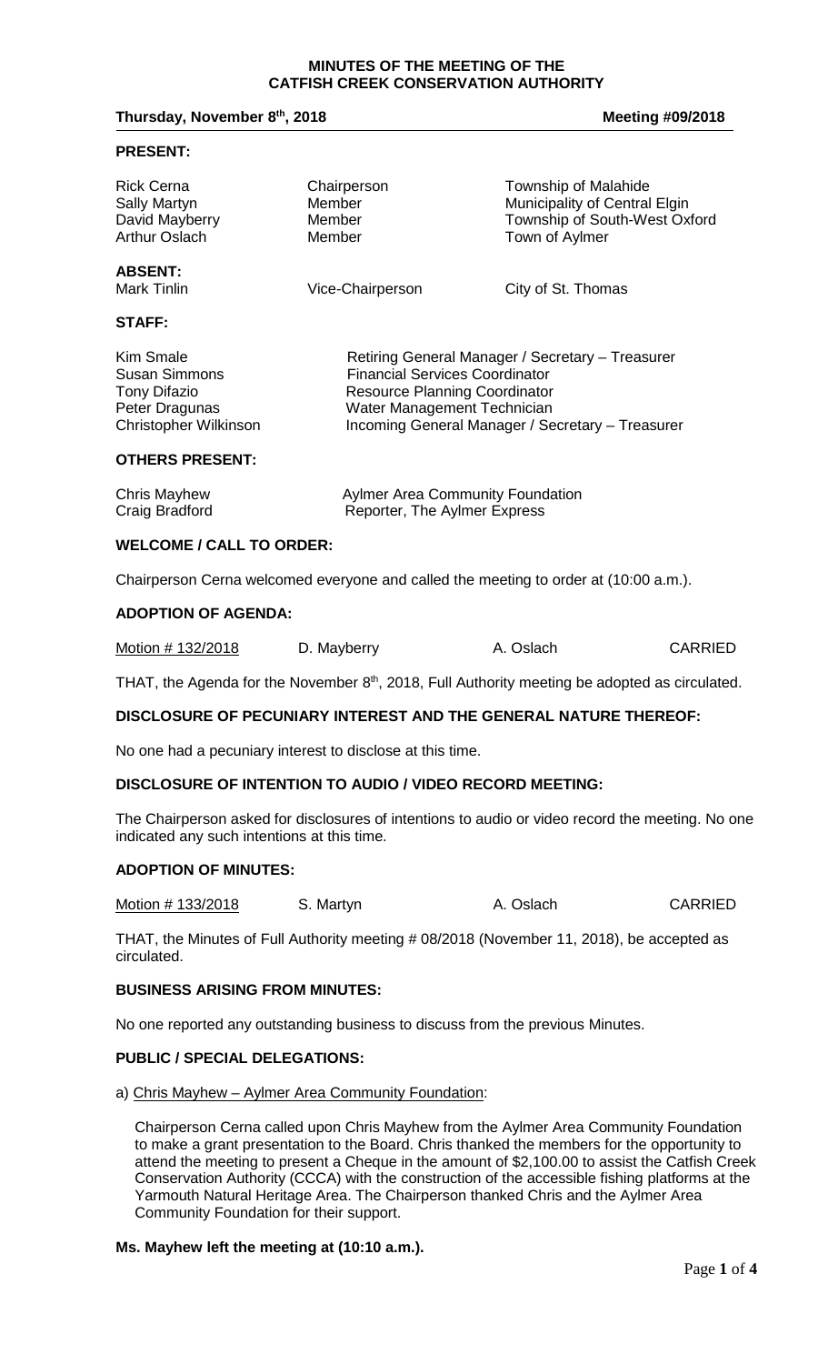# MINUTES OF THE MEETING OF THE CATFISH CREEK CONSERVATION AUTHORITY

**Thursday, November 8th, 2018** **Meeting #09/2018**

## PRESENT:

| | | |
|---|---|---|
| Rick Cerna | Chairperson | Township of Malahide |
| Sally Martyn | Member | Municipality of Central Elgin |
| David Mayberry | Member | Township of South-West Oxford |
| Arthur Oslach | Member | Town of Aylmer |

## ABSENT:

| | | |
|---|---|---|
| Mark Tinlin | Vice-Chairperson | City of St. Thomas |

## STAFF:

| | |
|---|---|
| Kim Smale | Retiring General Manager / Secretary – Treasurer |
| Susan Simmons | Financial Services Coordinator |
| Tony Difazio | Resource Planning Coordinator |
| Peter Dragunas | Water Management Technician |
| Christopher Wilkinson | Incoming General Manager / Secretary – Treasurer |

## OTHERS PRESENT:

| | |
|---|---|
| Chris Mayhew | Aylmer Area Community Foundation |
| Craig Bradford | Reporter, The Aylmer Express |

## WELCOME / CALL TO ORDER:

Chairperson Cerna welcomed everyone and called the meeting to order at (10:00 a.m.).

## ADOPTION OF AGENDA:

| | | | |
|---|---|---|---|
| Motion # 132/2018 | D. Mayberry | A. Oslach | CARRIED |

THAT, the Agenda for the November 8th, 2018, Full Authority meeting be adopted as circulated.

## DISCLOSURE OF PECUNIARY INTEREST AND THE GENERAL NATURE THEREOF:

No one had a pecuniary interest to disclose at this time.

## DISCLOSURE OF INTENTION TO AUDIO / VIDEO RECORD MEETING:

The Chairperson asked for disclosures of intentions to audio or video record the meeting. No one indicated any such intentions at this time.

## ADOPTION OF MINUTES:

| | | | |
|---|---|---|---|
| Motion # 133/2018 | S. Martyn | A. Oslach | CARRIED |

THAT, the Minutes of Full Authority meeting # 08/2018 (November 11, 2018), be accepted as circulated.

## BUSINESS ARISING FROM MINUTES:

No one reported any outstanding business to discuss from the previous Minutes.

## PUBLIC / SPECIAL DELEGATIONS:

a) Chris Mayhew – Aylmer Area Community Foundation:

Chairperson Cerna called upon Chris Mayhew from the Aylmer Area Community Foundation to make a grant presentation to the Board. Chris thanked the members for the opportunity to attend the meeting to present a Cheque in the amount of $2,100.00 to assist the Catfish Creek Conservation Authority (CCCA) with the construction of the accessible fishing platforms at the Yarmouth Natural Heritage Area. The Chairperson thanked Chris and the Aylmer Area Community Foundation for their support.

**Ms. Mayhew left the meeting at (10:10 a.m.).**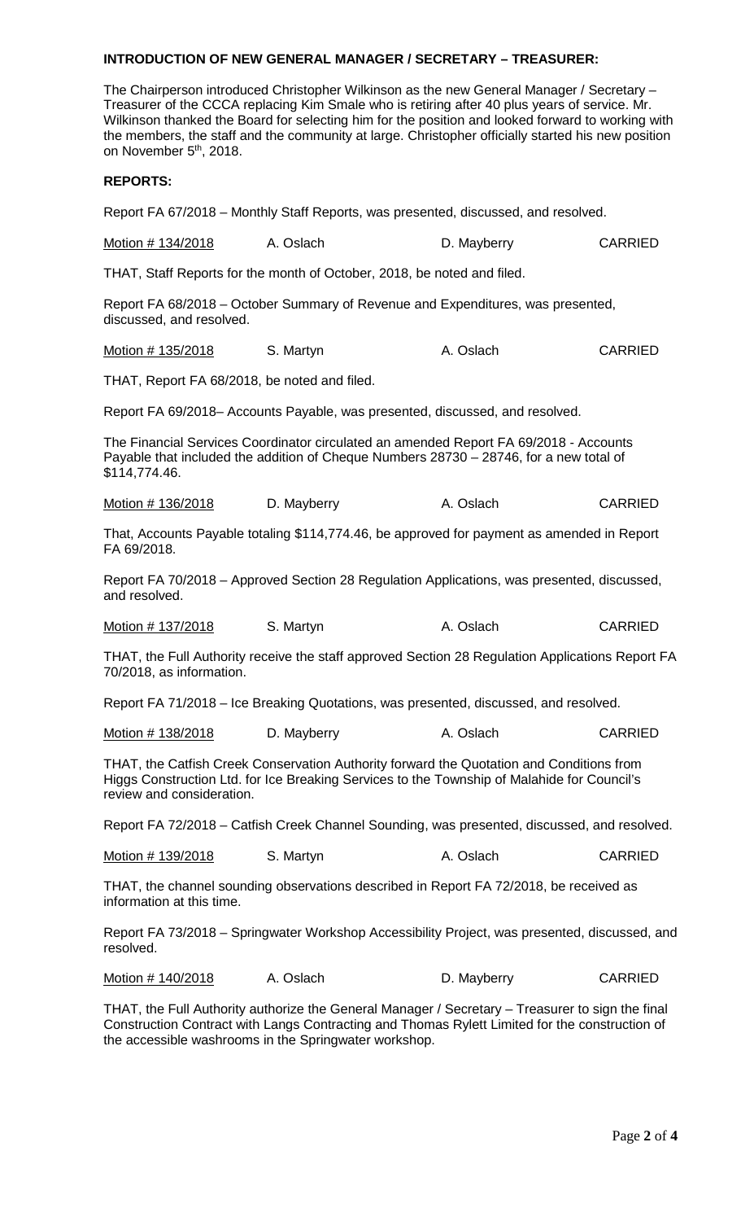**INTRODUCTION OF NEW GENERAL MANAGER / SECRETARY – TREASURER:**

The Chairperson introduced Christopher Wilkinson as the new General Manager / Secretary – Treasurer of the CCCA replacing Kim Smale who is retiring after 40 plus years of service. Mr. Wilkinson thanked the Board for selecting him for the position and looked forward to working with the members, the staff and the community at large. Christopher officially started his new position on November 5th, 2018.

**REPORTS:**

Report FA 67/2018 – Monthly Staff Reports, was presented, discussed, and resolved.

| Motion # 134/2018 | A. Oslach | D. Mayberry | CARRIED |
|---|---|---|---|

THAT, Staff Reports for the month of October, 2018, be noted and filed.

Report FA 68/2018 – October Summary of Revenue and Expenditures, was presented, discussed, and resolved.

| Motion # 135/2018 | S. Martyn | A. Oslach | CARRIED |
|---|---|---|---|

THAT, Report FA 68/2018, be noted and filed.

Report FA 69/2018– Accounts Payable, was presented, discussed, and resolved.

The Financial Services Coordinator circulated an amended Report FA 69/2018 - Accounts Payable that included the addition of Cheque Numbers 28730 – 28746, for a new total of $114,774.46.

| Motion # 136/2018 | D. Mayberry | A. Oslach | CARRIED |
|---|---|---|---|

That, Accounts Payable totaling $114,774.46, be approved for payment as amended in Report FA 69/2018.

Report FA 70/2018 – Approved Section 28 Regulation Applications, was presented, discussed, and resolved.

| Motion # 137/2018 | S. Martyn | A. Oslach | CARRIED |
|---|---|---|---|

THAT, the Full Authority receive the staff approved Section 28 Regulation Applications Report FA 70/2018, as information.

Report FA 71/2018 – Ice Breaking Quotations, was presented, discussed, and resolved.

| Motion # 138/2018 | D. Mayberry | A. Oslach | CARRIED |
|---|---|---|---|

THAT, the Catfish Creek Conservation Authority forward the Quotation and Conditions from Higgs Construction Ltd. for Ice Breaking Services to the Township of Malahide for Council's review and consideration.

Report FA 72/2018 – Catfish Creek Channel Sounding, was presented, discussed, and resolved.

| Motion # 139/2018 | S. Martyn | A. Oslach | CARRIED |
|---|---|---|---|

THAT, the channel sounding observations described in Report FA 72/2018, be received as information at this time.

Report FA 73/2018 – Springwater Workshop Accessibility Project, was presented, discussed, and resolved.

| Motion # 140/2018 | A. Oslach | D. Mayberry | CARRIED |
|---|---|---|---|

THAT, the Full Authority authorize the General Manager / Secretary – Treasurer to sign the final Construction Contract with Langs Contracting and Thomas Rylett Limited for the construction of the accessible washrooms in the Springwater workshop.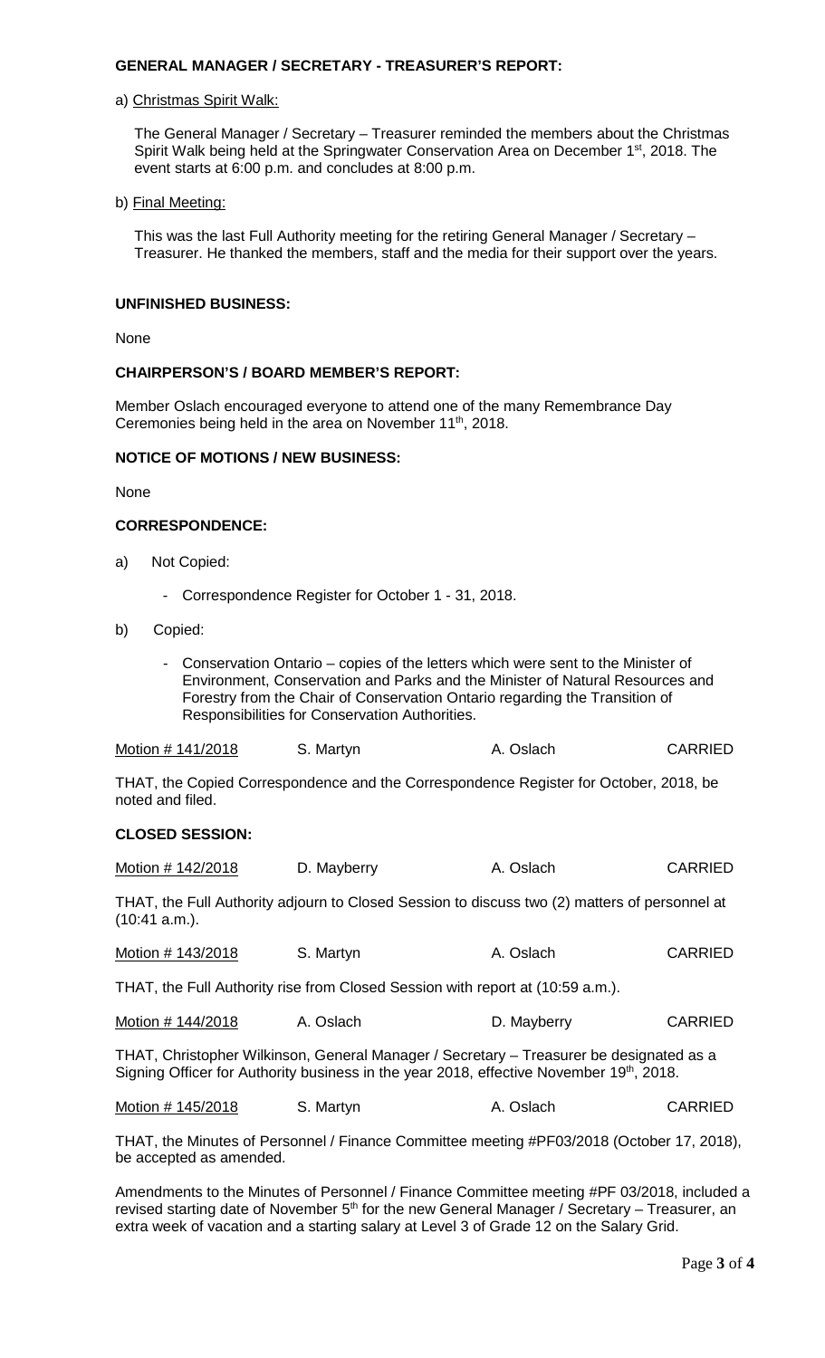## GENERAL MANAGER / SECRETARY - TREASURER'S REPORT:

a) Christmas Spirit Walk:

The General Manager / Secretary – Treasurer reminded the members about the Christmas Spirit Walk being held at the Springwater Conservation Area on December 1st, 2018. The event starts at 6:00 p.m. and concludes at 8:00 p.m.

b) Final Meeting:

This was the last Full Authority meeting for the retiring General Manager / Secretary – Treasurer. He thanked the members, staff and the media for their support over the years.

## UNFINISHED BUSINESS:

None

## CHAIRPERSON'S / BOARD MEMBER'S REPORT:

Member Oslach encouraged everyone to attend one of the many Remembrance Day Ceremonies being held in the area on November 11th, 2018.

## NOTICE OF MOTIONS / NEW BUSINESS:

None

## CORRESPONDENCE:

a) Not Copied:

- Correspondence Register for October 1 - 31, 2018.

b) Copied:

- Conservation Ontario – copies of the letters which were sent to the Minister of Environment, Conservation and Parks and the Minister of Natural Resources and Forestry from the Chair of Conservation Ontario regarding the Transition of Responsibilities for Conservation Authorities.

| Motion # 141/2018 | S. Martyn | A. Oslach | CARRIED |
|---|---|---|---|

THAT, the Copied Correspondence and the Correspondence Register for October, 2018, be noted and filed.

## CLOSED SESSION:

| Motion # 142/2018 | D. Mayberry | A. Oslach | CARRIED |
|---|---|---|---|

THAT, the Full Authority adjourn to Closed Session to discuss two (2) matters of personnel at (10:41 a.m.).

| Motion # 143/2018 | S. Martyn | A. Oslach | CARRIED |
|---|---|---|---|

THAT, the Full Authority rise from Closed Session with report at (10:59 a.m.).

| Motion # 144/2018 | A. Oslach | D. Mayberry | CARRIED |
|---|---|---|---|

THAT, Christopher Wilkinson, General Manager / Secretary – Treasurer be designated as a Signing Officer for Authority business in the year 2018, effective November 19th, 2018.

| Motion # 145/2018 | S. Martyn | A. Oslach | CARRIED |
|---|---|---|---|

THAT, the Minutes of Personnel / Finance Committee meeting #PF03/2018 (October 17, 2018), be accepted as amended.

Amendments to the Minutes of Personnel / Finance Committee meeting #PF 03/2018, included a revised starting date of November 5th for the new General Manager / Secretary – Treasurer, an extra week of vacation and a starting salary at Level 3 of Grade 12 on the Salary Grid.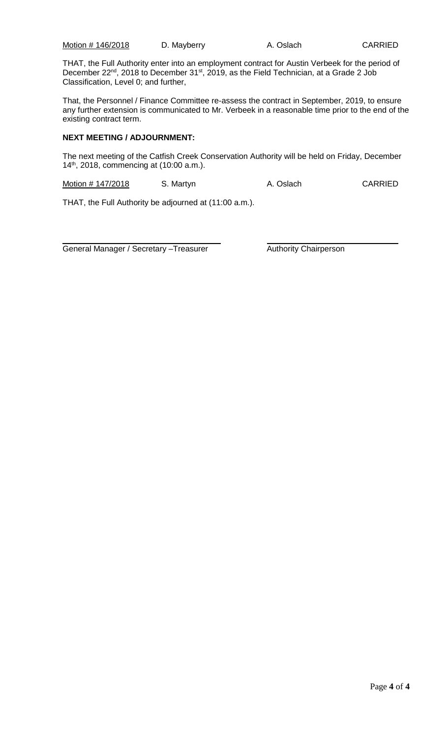| | | | |
|---|---|---|---|
| Motion # 146/2018 | D. Mayberry | A. Oslach | CARRIED |

THAT, the Full Authority enter into an employment contract for Austin Verbeek for the period of December 22nd, 2018 to December 31st, 2019, as the Field Technician, at a Grade 2 Job Classification, Level 0; and further,

That, the Personnel / Finance Committee re-assess the contract in September, 2019, to ensure any further extension is communicated to Mr. Verbeek in a reasonable time prior to the end of the existing contract term.

**NEXT MEETING / ADJOURNMENT:**

The next meeting of the Catfish Creek Conservation Authority will be held on Friday, December 14th, 2018, commencing at (10:00 a.m.).

| | | | |
|---|---|---|---|
| Motion # 147/2018 | S. Martyn | A. Oslach | CARRIED |

THAT, the Full Authority be adjourned at (11:00 a.m.).

General Manager / Secretary –Treasurer

Authority Chairperson